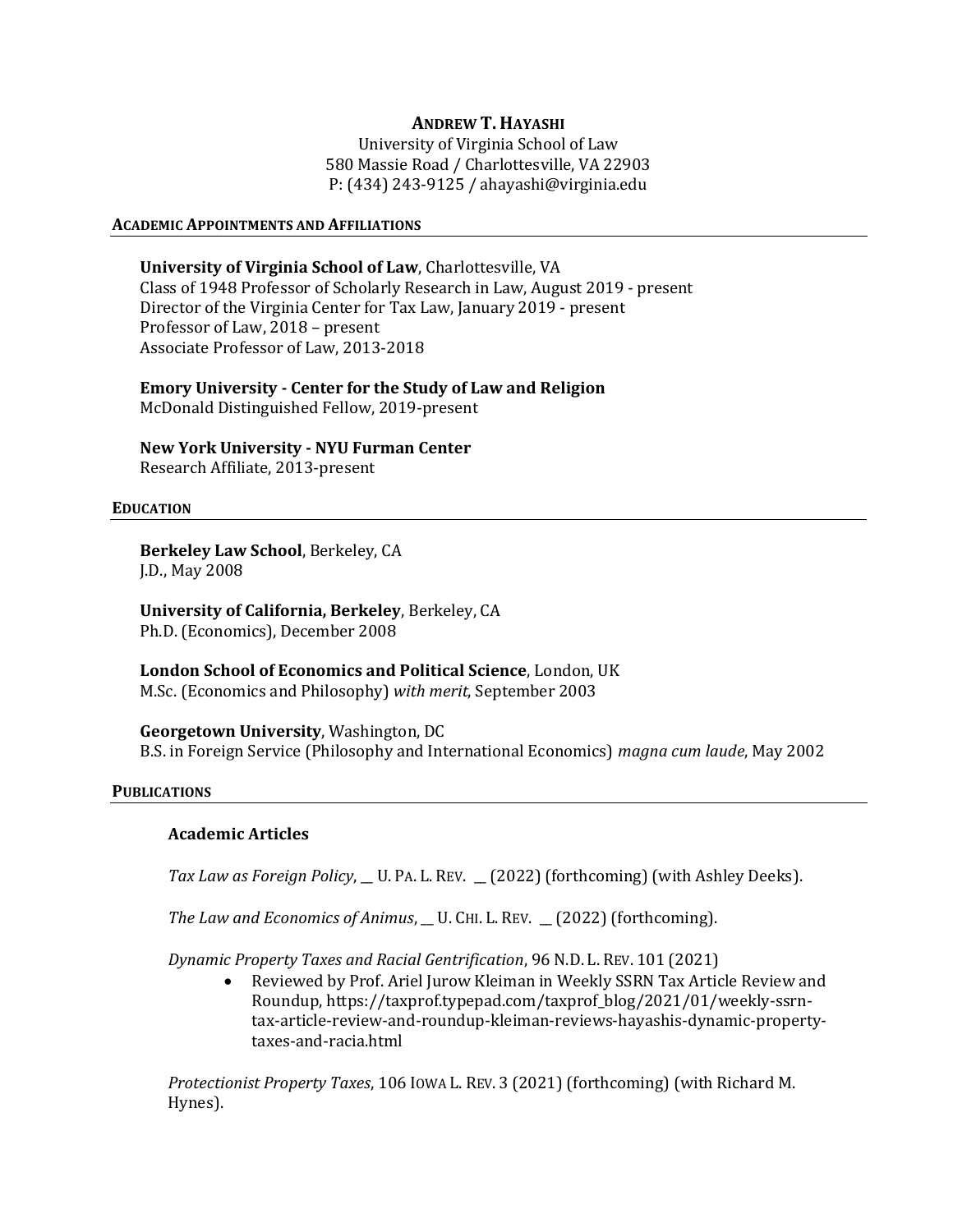# ANDREW T. HAYASHI

University of Virginia School of Law
580 Massie Road / Charlottesville, VA 22903
P: (434) 243-9125 / ahayashi@virginia.edu

## ACADEMIC APPOINTMENTS AND AFFILIATIONS

**University of Virginia School of Law**, Charlottesville, VA
Class of 1948 Professor of Scholarly Research in Law, August 2019 - present
Director of the Virginia Center for Tax Law, January 2019 - present
Professor of Law, 2018 – present
Associate Professor of Law, 2013-2018

**Emory University - Center for the Study of Law and Religion**
McDonald Distinguished Fellow, 2019-present

**New York University - NYU Furman Center**
Research Affiliate, 2013-present

## EDUCATION

**Berkeley Law School**, Berkeley, CA
J.D., May 2008

**University of California, Berkeley**, Berkeley, CA
Ph.D. (Economics), December 2008

**London School of Economics and Political Science**, London, UK
M.Sc. (Economics and Philosophy) *with merit*, September 2003

**Georgetown University**, Washington, DC
B.S. in Foreign Service (Philosophy and International Economics) *magna cum laude*, May 2002

## PUBLICATIONS

### Academic Articles

*Tax Law as Foreign Policy*, __ U. PA. L. REV. __ (2022) (forthcoming) (with Ashley Deeks).

*The Law and Economics of Animus*, __ U. CHI. L. REV. __ (2022) (forthcoming).

*Dynamic Property Taxes and Racial Gentrification*, 96 N.D. L. REV. 101 (2021)

- Reviewed by Prof. Ariel Jurow Kleiman in Weekly SSRN Tax Article Review and Roundup, https://taxprof.typepad.com/taxprof_blog/2021/01/weekly-ssrn-tax-article-review-and-roundup-kleiman-reviews-hayashis-dynamic-property-taxes-and-racia.html

*Protectionist Property Taxes*, 106 IOWA L. REV. 3 (2021) (forthcoming) (with Richard M. Hynes).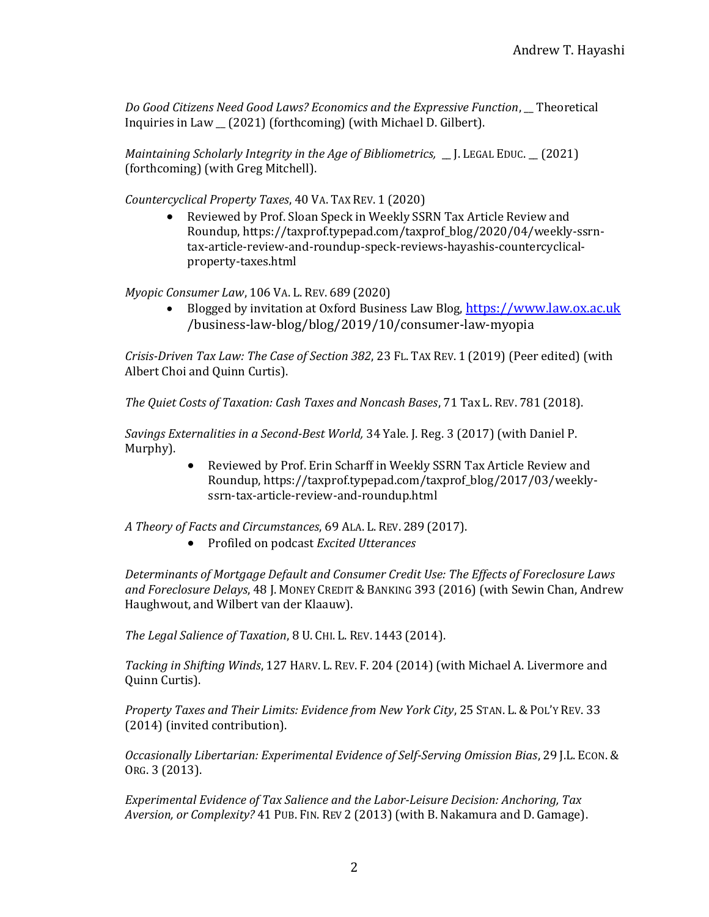*Do Good Citizens Need Good Laws? Economics and the Expressive Function*, __ Theoretical Inquiries in Law __ (2021) (forthcoming) (with Michael D. Gilbert).

*Maintaining Scholarly Integrity in the Age of Bibliometrics,* __ J. LEGAL EDUC. __ (2021) (forthcoming) (with Greg Mitchell).

*Countercyclical Property Taxes*, 40 VA. TAX REV. 1 (2020)

- Reviewed by Prof. Sloan Speck in Weekly SSRN Tax Article Review and Roundup, https://taxprof.typepad.com/taxprof_blog/2020/04/weekly-ssrn-tax-article-review-and-roundup-speck-reviews-hayashis-countercyclical-property-taxes.html

*Myopic Consumer Law*, 106 VA. L. REV. 689 (2020)

- Blogged by invitation at Oxford Business Law Blog, https://www.law.ox.ac.uk /business-law-blog/blog/2019/10/consumer-law-myopia

*Crisis-Driven Tax Law: The Case of Section 382*, 23 FL. TAX REV. 1 (2019) (Peer edited) (with Albert Choi and Quinn Curtis).

*The Quiet Costs of Taxation: Cash Taxes and Noncash Bases*, 71 Tax L. REV. 781 (2018).

*Savings Externalities in a Second-Best World,* 34 Yale. J. Reg. 3 (2017) (with Daniel P. Murphy).

- Reviewed by Prof. Erin Scharff in Weekly SSRN Tax Article Review and Roundup, https://taxprof.typepad.com/taxprof_blog/2017/03/weekly-ssrn-tax-article-review-and-roundup.html

*A Theory of Facts and Circumstances*, 69 ALA. L. REV. 289 (2017).

- Profiled on podcast *Excited Utterances*

*Determinants of Mortgage Default and Consumer Credit Use: The Effects of Foreclosure Laws and Foreclosure Delays*, 48 J. MONEY CREDIT & BANKING 393 (2016) (with Sewin Chan, Andrew Haughwout, and Wilbert van der Klaauw).

*The Legal Salience of Taxation*, 8 U. CHI. L. REV. 1443 (2014).

*Tacking in Shifting Winds*, 127 HARV. L. REV. F. 204 (2014) (with Michael A. Livermore and Quinn Curtis).

*Property Taxes and Their Limits: Evidence from New York City*, 25 STAN. L. & POL'Y REV. 33 (2014) (invited contribution).

*Occasionally Libertarian: Experimental Evidence of Self-Serving Omission Bias*, 29 J.L. ECON. & ORG. 3 (2013).

*Experimental Evidence of Tax Salience and the Labor-Leisure Decision: Anchoring, Tax Aversion, or Complexity?* 41 PUB. FIN. REV 2 (2013) (with B. Nakamura and D. Gamage).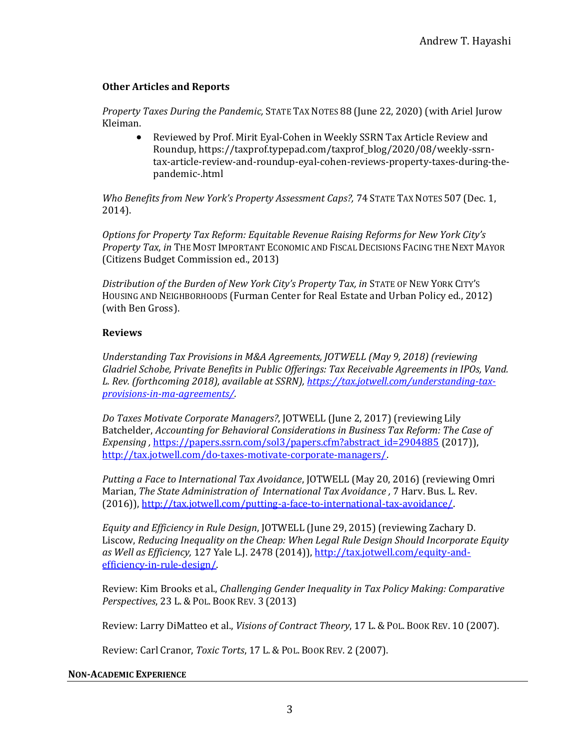### Other Articles and Reports

*Property Taxes During the Pandemic,* STATE TAX NOTES 88 (June 22, 2020) (with Ariel Jurow Kleiman.

- Reviewed by Prof. Mirit Eyal-Cohen in Weekly SSRN Tax Article Review and Roundup, https://taxprof.typepad.com/taxprof_blog/2020/08/weekly-ssrn-tax-article-review-and-roundup-eyal-cohen-reviews-property-taxes-during-the-pandemic-.html

*Who Benefits from New York's Property Assessment Caps?,* 74 STATE TAX NOTES 507 (Dec. 1, 2014).

*Options for Property Tax Reform: Equitable Revenue Raising Reforms for New York City's Property Tax*, *in* THE MOST IMPORTANT ECONOMIC AND FISCAL DECISIONS FACING THE NEXT MAYOR (Citizens Budget Commission ed., 2013)

*Distribution of the Burden of New York City's Property Tax, in* STATE OF NEW YORK CITY'S HOUSING AND NEIGHBORHOODS (Furman Center for Real Estate and Urban Policy ed., 2012) (with Ben Gross).

### Reviews

*Understanding Tax Provisions in M&A Agreements, JOTWELL (May 9, 2018) (reviewing Gladriel Schobe, Private Benefits in Public Offerings: Tax Receivable Agreements in IPOs, Vand. L. Rev. (forthcoming 2018), available at SSRN), [https://tax.jotwell.com/understanding-tax-provisions-in-ma-agreements/](https://tax.jotwell.com/understanding-tax-provisions-in-ma-agreements/).*

*Do Taxes Motivate Corporate Managers?*, JOTWELL (June 2, 2017) (reviewing Lily Batchelder, *Accounting for Behavioral Considerations in Business Tax Reform: The Case of Expensing* , [https://papers.ssrn.com/sol3/papers.cfm?abstract_id=2904885](https://papers.ssrn.com/sol3/papers.cfm?abstract_id=2904885) (2017)), [http://tax.jotwell.com/do-taxes-motivate-corporate-managers/](http://tax.jotwell.com/do-taxes-motivate-corporate-managers/).

*Putting a Face to International Tax Avoidance*, JOTWELL (May 20, 2016) (reviewing Omri Marian, *The State Administration of International Tax Avoidance* , 7 Harv. Bus. L. Rev. (2016)), [http://tax.jotwell.com/putting-a-face-to-international-tax-avoidance/](http://tax.jotwell.com/putting-a-face-to-international-tax-avoidance/).

*Equity and Efficiency in Rule Design*, JOTWELL (June 29, 2015) (reviewing Zachary D. Liscow, *Reducing Inequality on the Cheap: When Legal Rule Design Should Incorporate Equity as Well as Efficiency,* 127 Yale L.J. 2478 (2014)), [http://tax.jotwell.com/equity-and-efficiency-in-rule-design/](http://tax.jotwell.com/equity-and-efficiency-in-rule-design/).

Review: Kim Brooks et al., *Challenging Gender Inequality in Tax Policy Making: Comparative Perspectives*, 23 L. & POL. BOOK REV. 3 (2013)

Review: Larry DiMatteo et al., *Visions of Contract Theory*, 17 L. & POL. BOOK REV. 10 (2007).

Review: Carl Cranor, *Toxic Torts*, 17 L. & POL. BOOK REV. 2 (2007).

## NON-ACADEMIC EXPERIENCE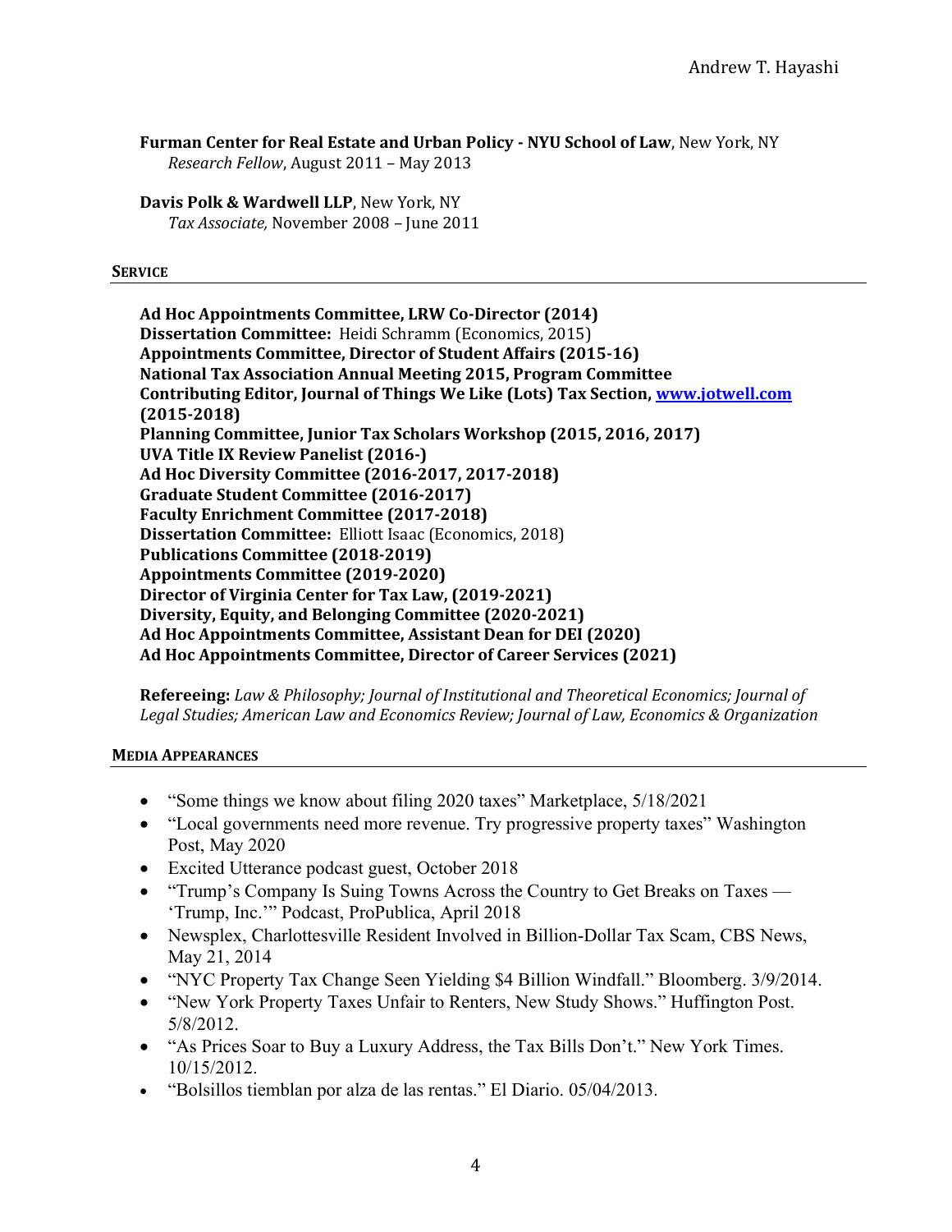**Furman Center for Real Estate and Urban Policy - NYU School of Law**, New York, NY
*Research Fellow*, August 2011 – May 2013

**Davis Polk & Wardwell LLP**, New York, NY
*Tax Associate,* November 2008 – June 2011

## SERVICE

**Ad Hoc Appointments Committee, LRW Co-Director (2014)**
**Dissertation Committee:** Heidi Schramm (Economics, 2015)
**Appointments Committee, Director of Student Affairs (2015-16)**
**National Tax Association Annual Meeting 2015, Program Committee**
**Contributing Editor, Journal of Things We Like (Lots) Tax Section, [www.jotwell.com](http://www.jotwell.com) (2015-2018)**
**Planning Committee, Junior Tax Scholars Workshop (2015, 2016, 2017)**
**UVA Title IX Review Panelist (2016-)**
**Ad Hoc Diversity Committee (2016-2017, 2017-2018)**
**Graduate Student Committee (2016-2017)**
**Faculty Enrichment Committee (2017-2018)**
**Dissertation Committee:** Elliott Isaac (Economics, 2018)
**Publications Committee (2018-2019)**
**Appointments Committee (2019-2020)**
**Director of Virginia Center for Tax Law, (2019-2021)**
**Diversity, Equity, and Belonging Committee (2020-2021)**
**Ad Hoc Appointments Committee, Assistant Dean for DEI (2020)**
**Ad Hoc Appointments Committee, Director of Career Services (2021)**

**Refereeing:** *Law & Philosophy; Journal of Institutional and Theoretical Economics; Journal of Legal Studies; American Law and Economics Review; Journal of Law, Economics & Organization*

## MEDIA APPEARANCES

- "Some things we know about filing 2020 taxes" Marketplace, 5/18/2021
- "Local governments need more revenue. Try progressive property taxes" Washington Post, May 2020
- Excited Utterance podcast guest, October 2018
- "Trump's Company Is Suing Towns Across the Country to Get Breaks on Taxes — 'Trump, Inc.'" Podcast, ProPublica, April 2018
- Newsplex, Charlottesville Resident Involved in Billion-Dollar Tax Scam, CBS News, May 21, 2014
- "NYC Property Tax Change Seen Yielding $4 Billion Windfall." Bloomberg. 3/9/2014.
- "New York Property Taxes Unfair to Renters, New Study Shows." Huffington Post. 5/8/2012.
- "As Prices Soar to Buy a Luxury Address, the Tax Bills Don't." New York Times. 10/15/2012.
- "Bolsillos tiemblan por alza de las rentas." El Diario. 05/04/2013.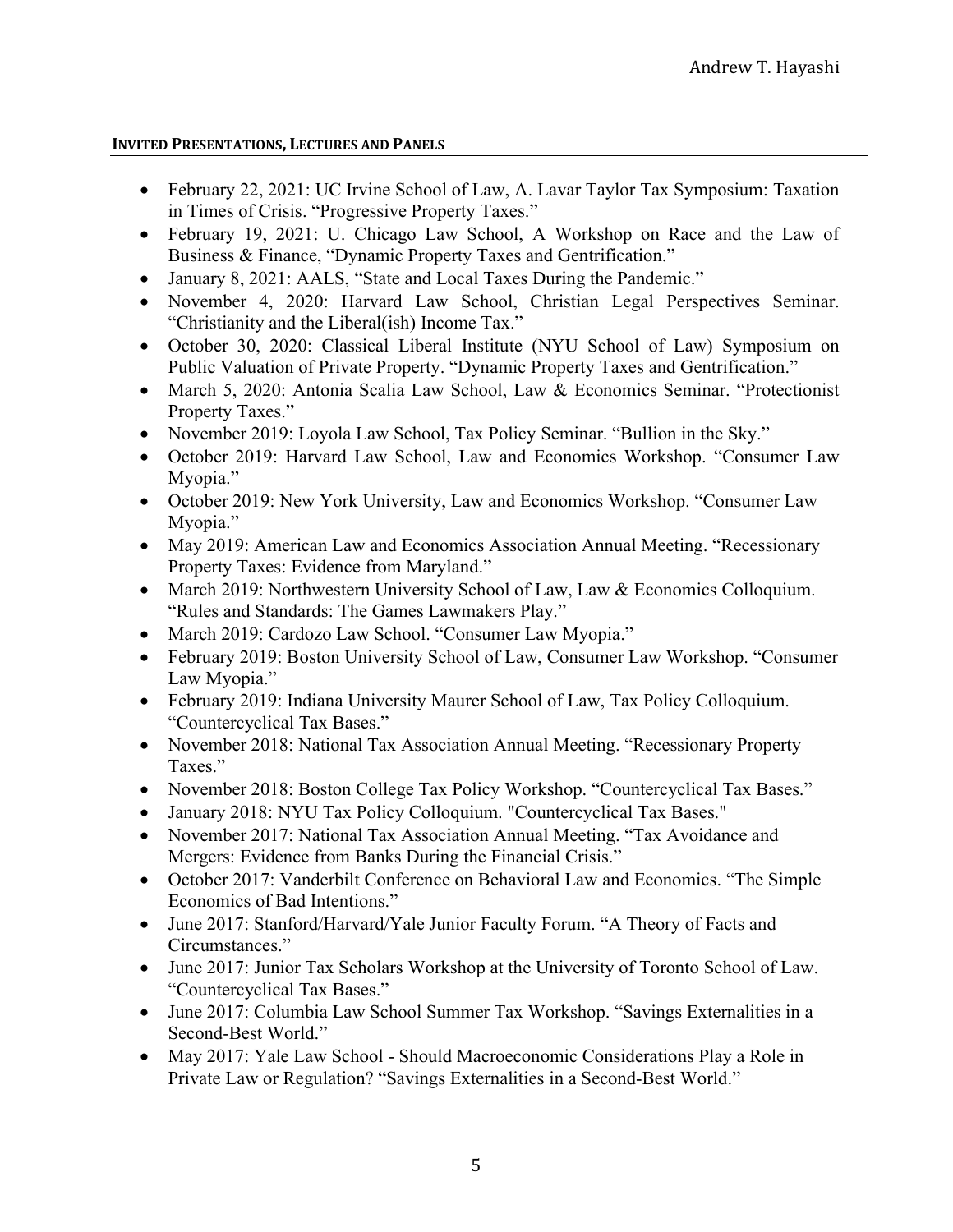## INVITED PRESENTATIONS, LECTURES AND PANELS

- February 22, 2021: UC Irvine School of Law, A. Lavar Taylor Tax Symposium: Taxation in Times of Crisis. "Progressive Property Taxes."
- February 19, 2021: U. Chicago Law School, A Workshop on Race and the Law of Business & Finance, "Dynamic Property Taxes and Gentrification."
- January 8, 2021: AALS, "State and Local Taxes During the Pandemic."
- November 4, 2020: Harvard Law School, Christian Legal Perspectives Seminar. "Christianity and the Liberal(ish) Income Tax."
- October 30, 2020: Classical Liberal Institute (NYU School of Law) Symposium on Public Valuation of Private Property. "Dynamic Property Taxes and Gentrification."
- March 5, 2020: Antonia Scalia Law School, Law & Economics Seminar. "Protectionist Property Taxes."
- November 2019: Loyola Law School, Tax Policy Seminar. "Bullion in the Sky."
- October 2019: Harvard Law School, Law and Economics Workshop. "Consumer Law Myopia."
- October 2019: New York University, Law and Economics Workshop. "Consumer Law Myopia."
- May 2019: American Law and Economics Association Annual Meeting. "Recessionary Property Taxes: Evidence from Maryland."
- March 2019: Northwestern University School of Law, Law & Economics Colloquium. "Rules and Standards: The Games Lawmakers Play."
- March 2019: Cardozo Law School. "Consumer Law Myopia."
- February 2019: Boston University School of Law, Consumer Law Workshop. "Consumer Law Myopia."
- February 2019: Indiana University Maurer School of Law, Tax Policy Colloquium. "Countercyclical Tax Bases."
- November 2018: National Tax Association Annual Meeting. "Recessionary Property Taxes."
- November 2018: Boston College Tax Policy Workshop. "Countercyclical Tax Bases."
- January 2018: NYU Tax Policy Colloquium. "Countercyclical Tax Bases."
- November 2017: National Tax Association Annual Meeting. "Tax Avoidance and Mergers: Evidence from Banks During the Financial Crisis."
- October 2017: Vanderbilt Conference on Behavioral Law and Economics. "The Simple Economics of Bad Intentions."
- June 2017: Stanford/Harvard/Yale Junior Faculty Forum. "A Theory of Facts and Circumstances."
- June 2017: Junior Tax Scholars Workshop at the University of Toronto School of Law. "Countercyclical Tax Bases."
- June 2017: Columbia Law School Summer Tax Workshop. "Savings Externalities in a Second-Best World."
- May 2017: Yale Law School - Should Macroeconomic Considerations Play a Role in Private Law or Regulation? "Savings Externalities in a Second-Best World."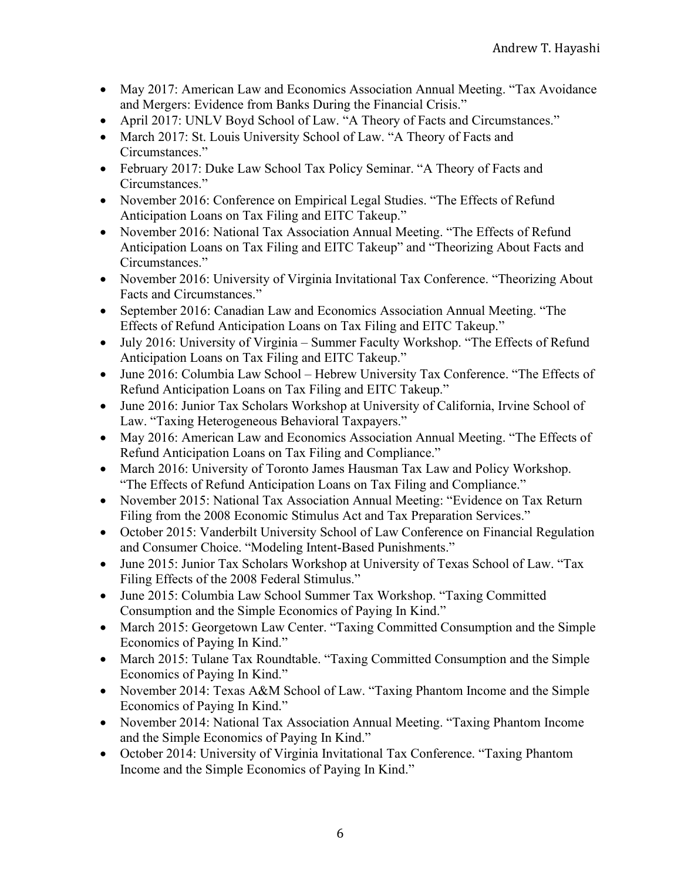- May 2017: American Law and Economics Association Annual Meeting. "Tax Avoidance and Mergers: Evidence from Banks During the Financial Crisis."
- April 2017: UNLV Boyd School of Law. "A Theory of Facts and Circumstances."
- March 2017: St. Louis University School of Law. "A Theory of Facts and Circumstances."
- February 2017: Duke Law School Tax Policy Seminar. "A Theory of Facts and Circumstances."
- November 2016: Conference on Empirical Legal Studies. "The Effects of Refund Anticipation Loans on Tax Filing and EITC Takeup."
- November 2016: National Tax Association Annual Meeting. "The Effects of Refund Anticipation Loans on Tax Filing and EITC Takeup" and "Theorizing About Facts and Circumstances."
- November 2016: University of Virginia Invitational Tax Conference. "Theorizing About Facts and Circumstances."
- September 2016: Canadian Law and Economics Association Annual Meeting. "The Effects of Refund Anticipation Loans on Tax Filing and EITC Takeup."
- July 2016: University of Virginia – Summer Faculty Workshop. "The Effects of Refund Anticipation Loans on Tax Filing and EITC Takeup."
- June 2016: Columbia Law School – Hebrew University Tax Conference. "The Effects of Refund Anticipation Loans on Tax Filing and EITC Takeup."
- June 2016: Junior Tax Scholars Workshop at University of California, Irvine School of Law. "Taxing Heterogeneous Behavioral Taxpayers."
- May 2016: American Law and Economics Association Annual Meeting. "The Effects of Refund Anticipation Loans on Tax Filing and Compliance."
- March 2016: University of Toronto James Hausman Tax Law and Policy Workshop. "The Effects of Refund Anticipation Loans on Tax Filing and Compliance."
- November 2015: National Tax Association Annual Meeting: "Evidence on Tax Return Filing from the 2008 Economic Stimulus Act and Tax Preparation Services."
- October 2015: Vanderbilt University School of Law Conference on Financial Regulation and Consumer Choice. "Modeling Intent-Based Punishments."
- June 2015: Junior Tax Scholars Workshop at University of Texas School of Law. "Tax Filing Effects of the 2008 Federal Stimulus."
- June 2015: Columbia Law School Summer Tax Workshop. "Taxing Committed Consumption and the Simple Economics of Paying In Kind."
- March 2015: Georgetown Law Center. "Taxing Committed Consumption and the Simple Economics of Paying In Kind."
- March 2015: Tulane Tax Roundtable. "Taxing Committed Consumption and the Simple Economics of Paying In Kind."
- November 2014: Texas A&M School of Law. "Taxing Phantom Income and the Simple Economics of Paying In Kind."
- November 2014: National Tax Association Annual Meeting. "Taxing Phantom Income and the Simple Economics of Paying In Kind."
- October 2014: University of Virginia Invitational Tax Conference. "Taxing Phantom Income and the Simple Economics of Paying In Kind."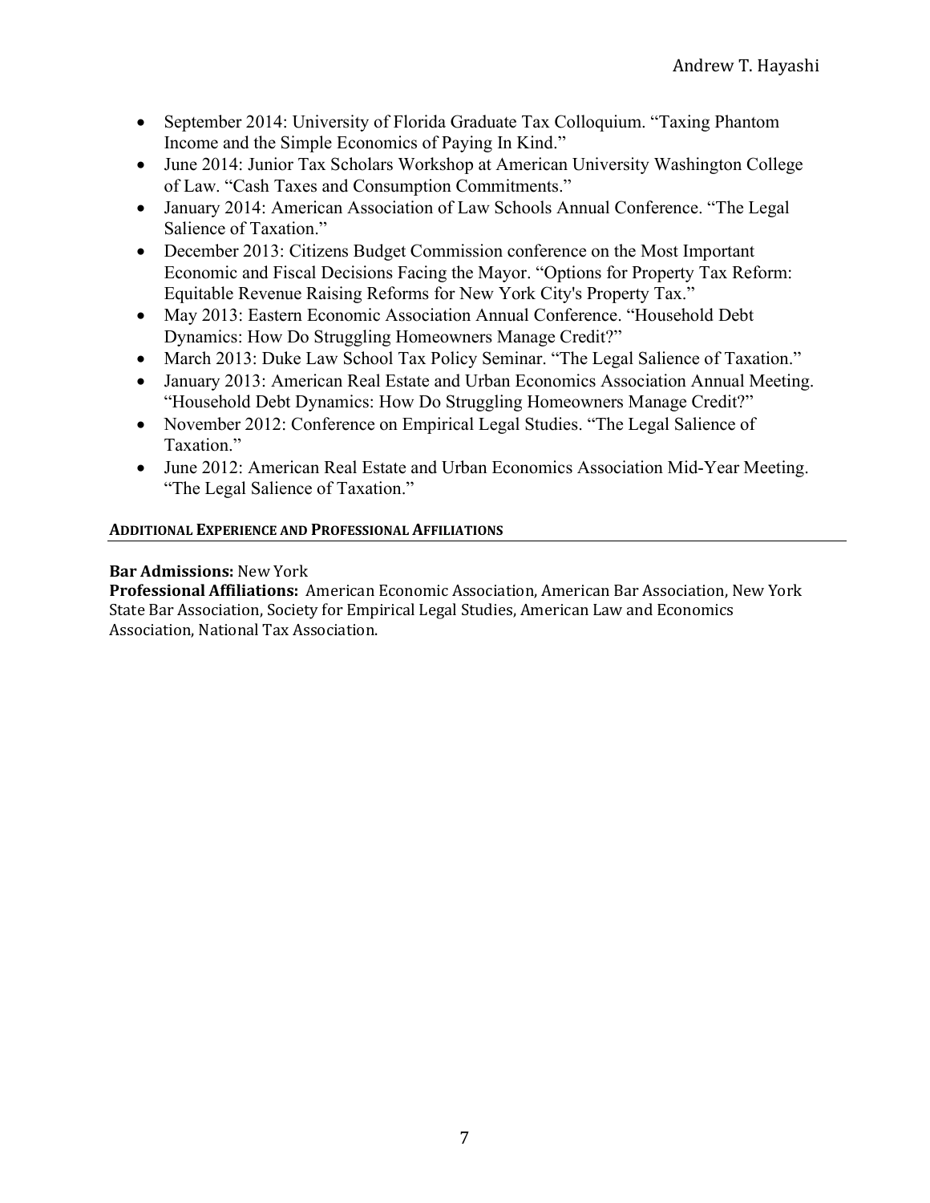- September 2014: University of Florida Graduate Tax Colloquium. "Taxing Phantom Income and the Simple Economics of Paying In Kind."
- June 2014: Junior Tax Scholars Workshop at American University Washington College of Law. "Cash Taxes and Consumption Commitments."
- January 2014: American Association of Law Schools Annual Conference. "The Legal Salience of Taxation."
- December 2013: Citizens Budget Commission conference on the Most Important Economic and Fiscal Decisions Facing the Mayor. "Options for Property Tax Reform: Equitable Revenue Raising Reforms for New York City's Property Tax."
- May 2013: Eastern Economic Association Annual Conference. "Household Debt Dynamics: How Do Struggling Homeowners Manage Credit?"
- March 2013: Duke Law School Tax Policy Seminar. "The Legal Salience of Taxation."
- January 2013: American Real Estate and Urban Economics Association Annual Meeting. "Household Debt Dynamics: How Do Struggling Homeowners Manage Credit?"
- November 2012: Conference on Empirical Legal Studies. "The Legal Salience of Taxation."
- June 2012: American Real Estate and Urban Economics Association Mid-Year Meeting. "The Legal Salience of Taxation."

## ADDITIONAL EXPERIENCE AND PROFESSIONAL AFFILIATIONS

**Bar Admissions:** New York
**Professional Affiliations:** American Economic Association, American Bar Association, New York State Bar Association, Society for Empirical Legal Studies, American Law and Economics Association, National Tax Association.